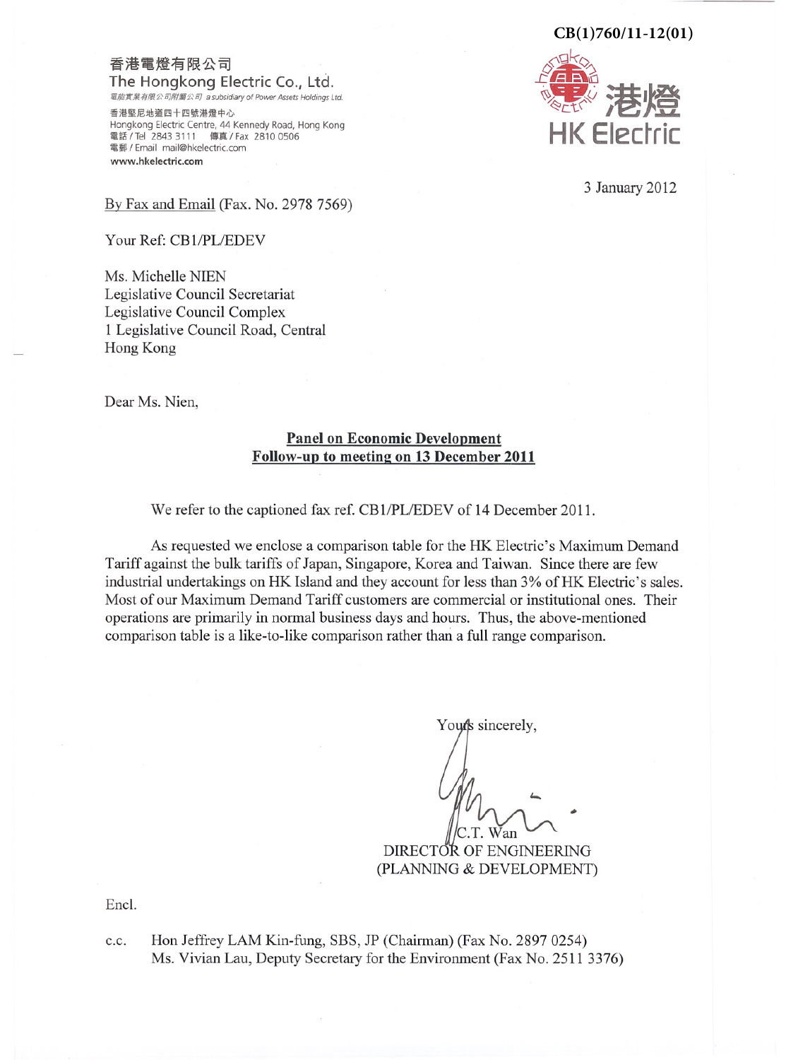CB(1)760/11-12(01)

香港電燈有限公司
The Hongkong Electric Co., Ltd.
電能實業有限公司附屬公司 a subsidiary of Power Assets Holdings Ltd.
香港堅尼地道四十四號港燈中心
Hongkong Electric Centre, 44 Kennedy Road, Hong Kong
電話 / Tel 2843 3111 傳真 / Fax 2810 0506
電郵 / Email mail@hkelectric.com
www.hkelectric.com

港燈
HK Electric

3 January 2012

By Fax and Email (Fax. No. 2978 7569)

Your Ref: CB1/PL/EDEV

Ms. Michelle NIEN
Legislative Council Secretariat
Legislative Council Complex
1 Legislative Council Road, Central
Hong Kong

Dear Ms. Nien,

**Panel on Economic Development**
**Follow-up to meeting on 13 December 2011**

We refer to the captioned fax ref. CB1/PL/EDEV of 14 December 2011.

As requested we enclose a comparison table for the HK Electric's Maximum Demand Tariff against the bulk tariffs of Japan, Singapore, Korea and Taiwan. Since there are few industrial undertakings on HK Island and they account for less than 3% of HK Electric's sales. Most of our Maximum Demand Tariff customers are commercial or institutional ones. Their operations are primarily in normal business days and hours. Thus, the above-mentioned comparison table is a like-to-like comparison rather than a full range comparison.

Yours sincerely,

C.T. Wan
DIRECTOR OF ENGINEERING
(PLANNING & DEVELOPMENT)

Encl.

c.c. Hon Jeffrey LAM Kin-fung, SBS, JP (Chairman) (Fax No. 2897 0254)
Ms. Vivian Lau, Deputy Secretary for the Environment (Fax No. 2511 3376)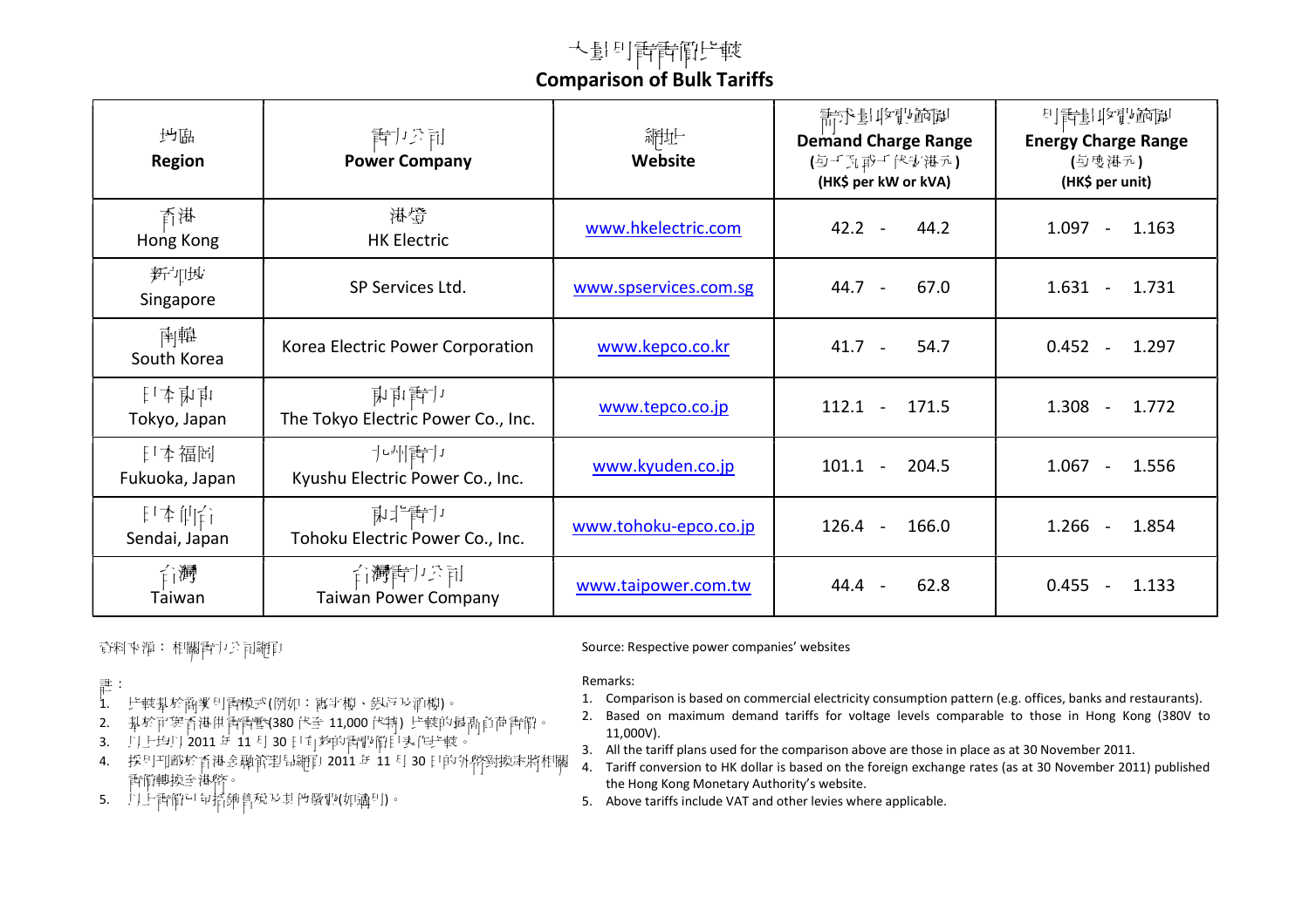# 大量用電電價比較
## Comparison of Bulk Tariffs

| 地區 Region | 電力公司 Power Company | 網址 Website | 需求量收費範圍 **Demand Charge Range** (每千瓦或千伏安港元) (HK$ per kW or kVA) | 用電量收費範圍 **Energy Charge Range** (每度港元) (HK$ per unit) |
|---|---|---|---|---|
| 香港 Hong Kong | 港燈 HK Electric | www.hkelectric.com | 42.2 - 44.2 | 1.097 - 1.163 |
| 新加坡 Singapore | SP Services Ltd. | www.spservices.com.sg | 44.7 - 67.0 | 1.631 - 1.731 |
| 南韓 South Korea | Korea Electric Power Corporation | www.kepco.co.kr | 41.7 - 54.7 | 0.452 - 1.297 |
| 日本東京 Tokyo, Japan | 東京電力 The Tokyo Electric Power Co., Inc. | www.tepco.co.jp | 112.1 - 171.5 | 1.308 - 1.772 |
| 日本福岡 Fukuoka, Japan | 九州電力 Kyushu Electric Power Co., Inc. | www.kyuden.co.jp | 101.1 - 204.5 | 1.067 - 1.556 |
| 日本仙台 Sendai, Japan | 東北電力 Tohoku Electric Power Co., Inc. | www.tohoku-epco.co.jp | 126.4 - 166.0 | 1.266 - 1.854 |
| 台灣 Taiwan | 台灣電力公司 Taiwan Power Company | www.taipower.com.tw | 44.4 - 62.8 | 0.455 - 1.133 |

資料來源：相關電力公司網頁

註：
1. 比較基於商業用電模式(例如：寫字樓、銀行及酒樓)。
2. 基於可與香港供電電壓(380 伏至 11,000 伏特) 比較的最高負荷電價。
3. 以上均以 2011 年 11 月 30 日有效的電價作比較。
4. 採用刊載於香港金融管理局網頁 2011 年 11 月 30 日的外幣兌換率將相關電價轉換至港幣。
5. 以上電價已包括銷售稅及其他徵費(如適用)。

Source: Respective power companies' websites

Remarks:
1. Comparison is based on commercial electricity consumption pattern (e.g. offices, banks and restaurants).
2. Based on maximum demand tariffs for voltage levels comparable to those in Hong Kong (380V to 11,000V).
3. All the tariff plans used for the comparison above are those in place as at 30 November 2011.
4. Tariff conversion to HK dollar is based on the foreign exchange rates (as at 30 November 2011) published the Hong Kong Monetary Authority's website.
5. Above tariffs include VAT and other levies where applicable.